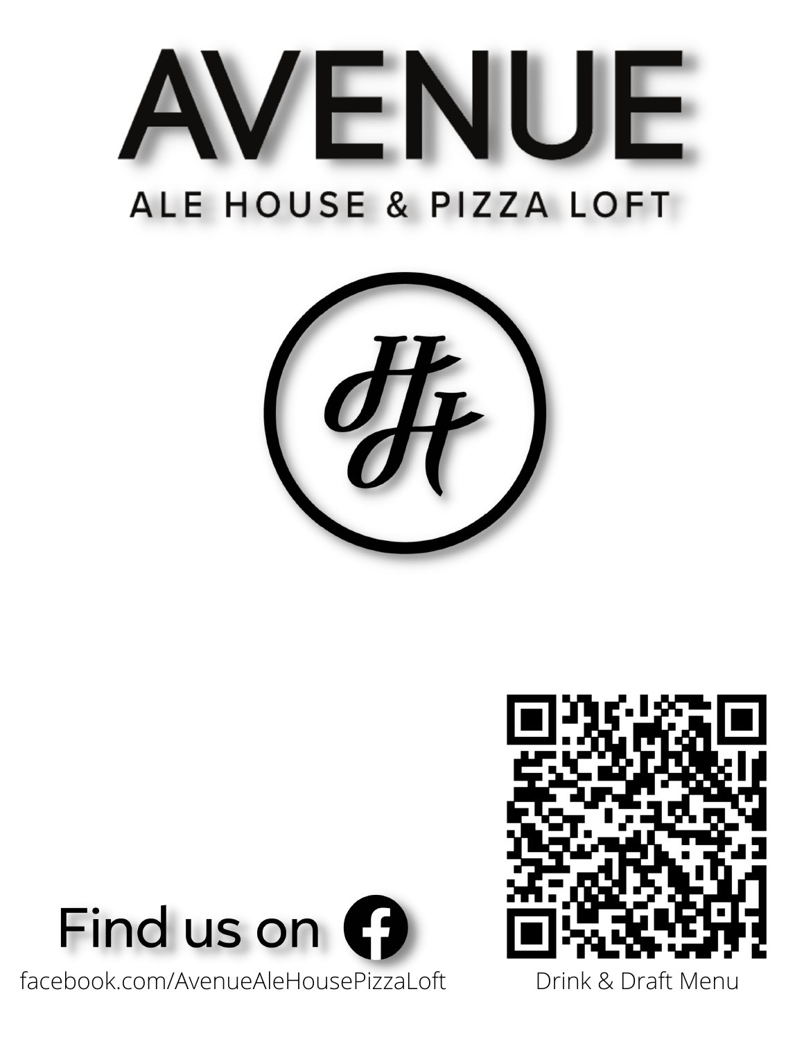# AVENUE

## ALE HOUSE & PIZZA LOFT

Find us on

facebook.com/AvenueAleHousePizzaLoft

Drink & Draft Menu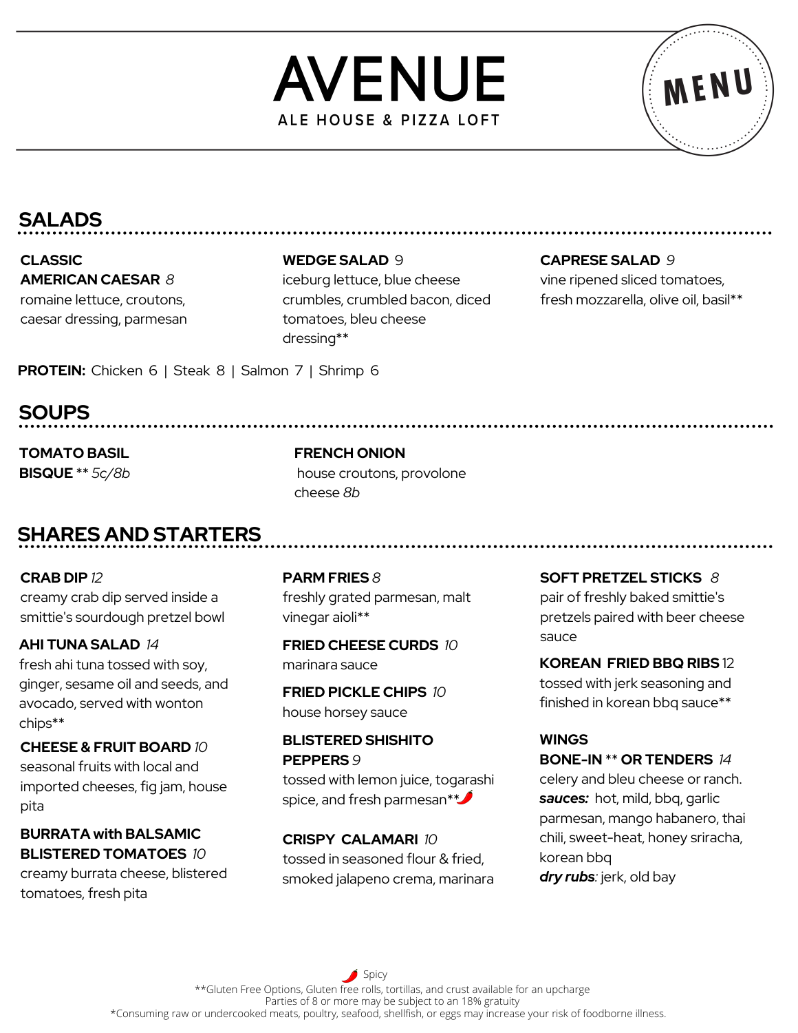# AVENUE

ALE HOUSE & PIZZA LOFT

MENU

## SALADS

**CLASSIC AMERICAN CAESAR** *8*
romaine lettuce, croutons, caesar dressing, parmesan

**WEDGE SALAD** 9
iceburg lettuce, blue cheese crumbles, crumbled bacon, diced tomatoes, bleu cheese dressing**

**CAPRESE SALAD** *9*
vine ripened sliced tomatoes, fresh mozzarella, olive oil, basil**

**PROTEIN:** Chicken 6 | Steak 8 | Salmon 7 | Shrimp 6

## SOUPS

**TOMATO BASIL BISQUE** ** *5c/8b*

**FRENCH ONION**
house croutons, provolone cheese *8b*

## SHARES AND STARTERS

**CRAB DIP** *12*
creamy crab dip served inside a smittie's sourdough pretzel bowl

**AHI TUNA SALAD** *14*
fresh ahi tuna tossed with soy, ginger, sesame oil and seeds, and avocado, served with wonton chips**

**CHEESE & FRUIT BOARD** *10*
seasonal fruits with local and imported cheeses, fig jam, house pita

**BURRATA with BALSAMIC BLISTERED TOMATOES** *10*
creamy burrata cheese, blistered tomatoes, fresh pita

**PARM FRIES** *8*
freshly grated parmesan, malt vinegar aioli**

**FRIED CHEESE CURDS** *10*
marinara sauce

**FRIED PICKLE CHIPS** *10*
house horsey sauce

**BLISTERED SHISHITO PEPPERS** *9*
tossed with lemon juice, togarashi spice, and fresh parmesan** 🌶️

**CRISPY CALAMARI** *10*
tossed in seasoned flour & fried, smoked jalapeno crema, marinara

**SOFT PRETZEL STICKS** *8*
pair of freshly baked smittie's pretzels paired with beer cheese sauce

**KOREAN FRIED BBQ RIBS** 12
tossed with jerk seasoning and finished in korean bbq sauce**

**WINGS**
**BONE-IN** ** **OR TENDERS** *14*
celery and bleu cheese or ranch.
***sauces:*** hot, mild, bbq, garlic parmesan, mango habanero, thai chili, sweet-heat, honey sriracha, korean bbq
***dry rubs****:* jerk, old bay

🌶️ Spicy

**Gluten Free Options, Gluten free rolls, tortillas, and crust available for an upcharge

Parties of 8 or more may be subject to an 18% gratuity

*Consuming raw or undercooked meats, poultry, seafood, shellfish, or eggs may increase your risk of foodborne illness.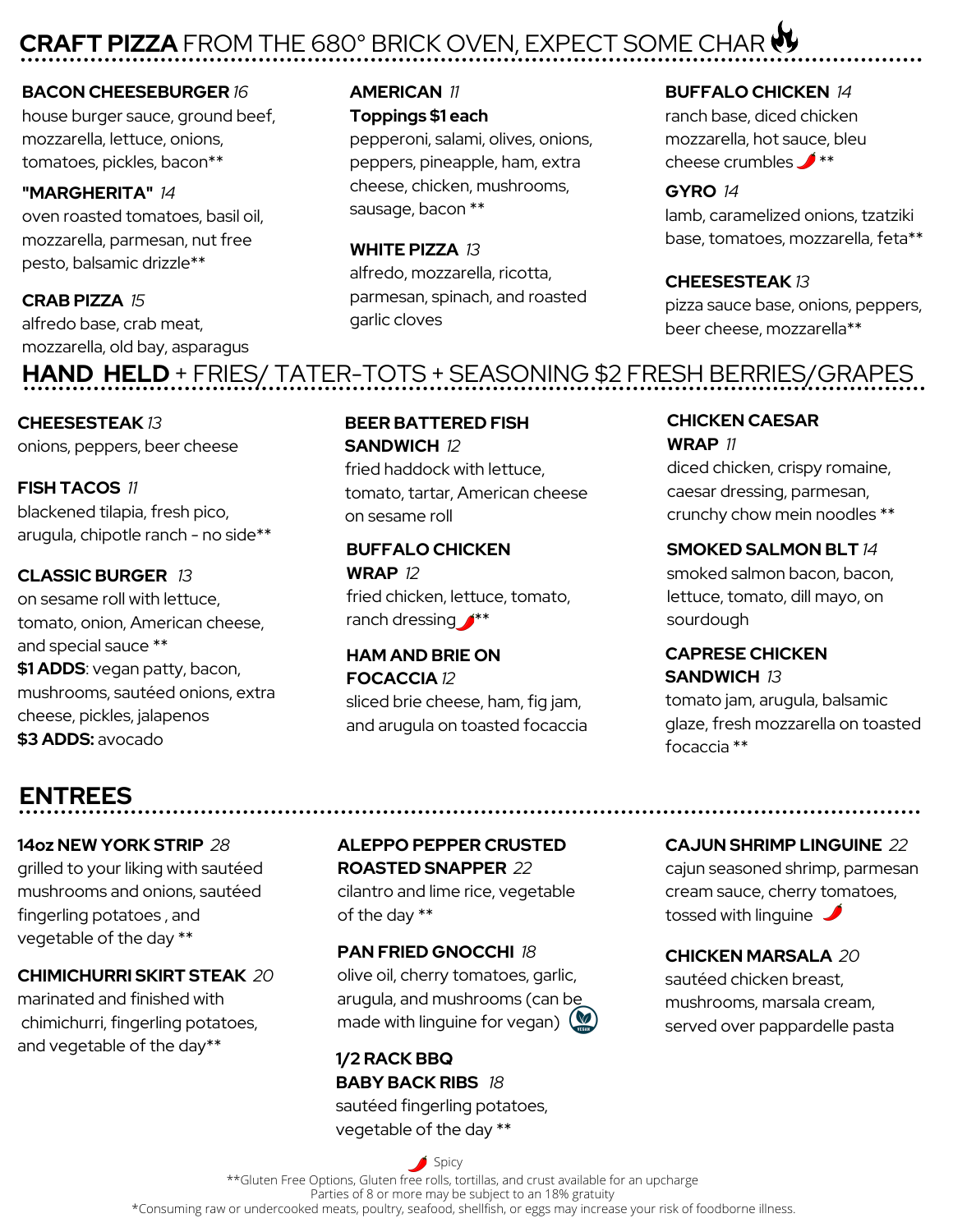# **CRAFT PIZZA** FROM THE 680° BRICK OVEN, EXPECT SOME CHAR

**BACON CHEESEBURGER** *16*
house burger sauce, ground beef, mozzarella, lettuce, onions, tomatoes, pickles, bacon**

**"MARGHERITA"** *14*
oven roasted tomatoes, basil oil, mozzarella, parmesan, nut free pesto, balsamic drizzle**

**CRAB PIZZA** *15*
alfredo base, crab meat, mozzarella, old bay, asparagus

**AMERICAN** *11*
**Toppings $1 each**
pepperoni, salami, olives, onions, peppers, pineapple, ham, extra cheese, chicken, mushrooms, sausage, bacon **

**WHITE PIZZA** *13*
alfredo, mozzarella, ricotta, parmesan, spinach, and roasted garlic cloves

**BUFFALO CHICKEN** *14*
ranch base, diced chicken mozzarella, hot sauce, bleu cheese crumbles 🌶 **

**GYRO** *14*
lamb, caramelized onions, tzatziki base, tomatoes, mozzarella, feta**

**CHEESESTEAK** *13*
pizza sauce base, onions, peppers, beer cheese, mozzarella**

# **HAND HELD** + FRIES/ TATER-TOTS + SEASONING $2 FRESH BERRIES/GRAPES

**CHEESESTEAK** *13*
onions, peppers, beer cheese

**FISH TACOS** *11*
blackened tilapia, fresh pico, arugula, chipotle ranch - no side**

**CLASSIC BURGER** *13*
on sesame roll with lettuce, tomato, onion, American cheese, and special sauce **
**$1 ADDS**: vegan patty, bacon, mushrooms, sautéed onions, extra cheese, pickles, jalapenos
**$3 ADDS:** avocado

**BEER BATTERED FISH SANDWICH** *12*
fried haddock with lettuce, tomato, tartar, American cheese on sesame roll

**BUFFALO CHICKEN WRAP** *12*
fried chicken, lettuce, tomato, ranch dressing 🌶**

**HAM AND BRIE ON FOCACCIA** *12*
sliced brie cheese, ham, fig jam, and arugula on toasted focaccia

**CHICKEN CAESAR WRAP** *11*
diced chicken, crispy romaine, caesar dressing, parmesan, crunchy chow mein noodles **

**SMOKED SALMON BLT** *14*
smoked salmon bacon, bacon, lettuce, tomato, dill mayo, on sourdough

**CAPRESE CHICKEN SANDWICH** *13*
tomato jam, arugula, balsamic glaze, fresh mozzarella on toasted focaccia **

# **ENTREES**

**14oz NEW YORK STRIP** *28*
grilled to your liking with sautéed mushrooms and onions, sautéed fingerling potatoes , and vegetable of the day **

**CHIMICHURRI SKIRT STEAK** *20*
marinated and finished with chimichurri, fingerling potatoes, and vegetable of the day**

**ALEPPO PEPPER CRUSTED ROASTED SNAPPER** *22*
cilantro and lime rice, vegetable of the day **

**PAN FRIED GNOCCHI** *18*
olive oil, cherry tomatoes, garlic, arugula, and mushrooms (can be made with linguine for vegan) (VEGAN)

**1/2 RACK BBQ BABY BACK RIBS** *18*
sautéed fingerling potatoes, vegetable of the day **

**CAJUN SHRIMP LINGUINE** *22*
cajun seasoned shrimp, parmesan cream sauce, cherry tomatoes, tossed with linguine 🌶

**CHICKEN MARSALA** *20*
sautéed chicken breast, mushrooms, marsala cream, served over pappardelle pasta

🌶 Spicy
**Gluten Free Options, Gluten free rolls, tortillas, and crust available for an upcharge
Parties of 8 or more may be subject to an 18% gratuity
*Consuming raw or undercooked meats, poultry, seafood, shellfish, or eggs may increase your risk of foodborne illness.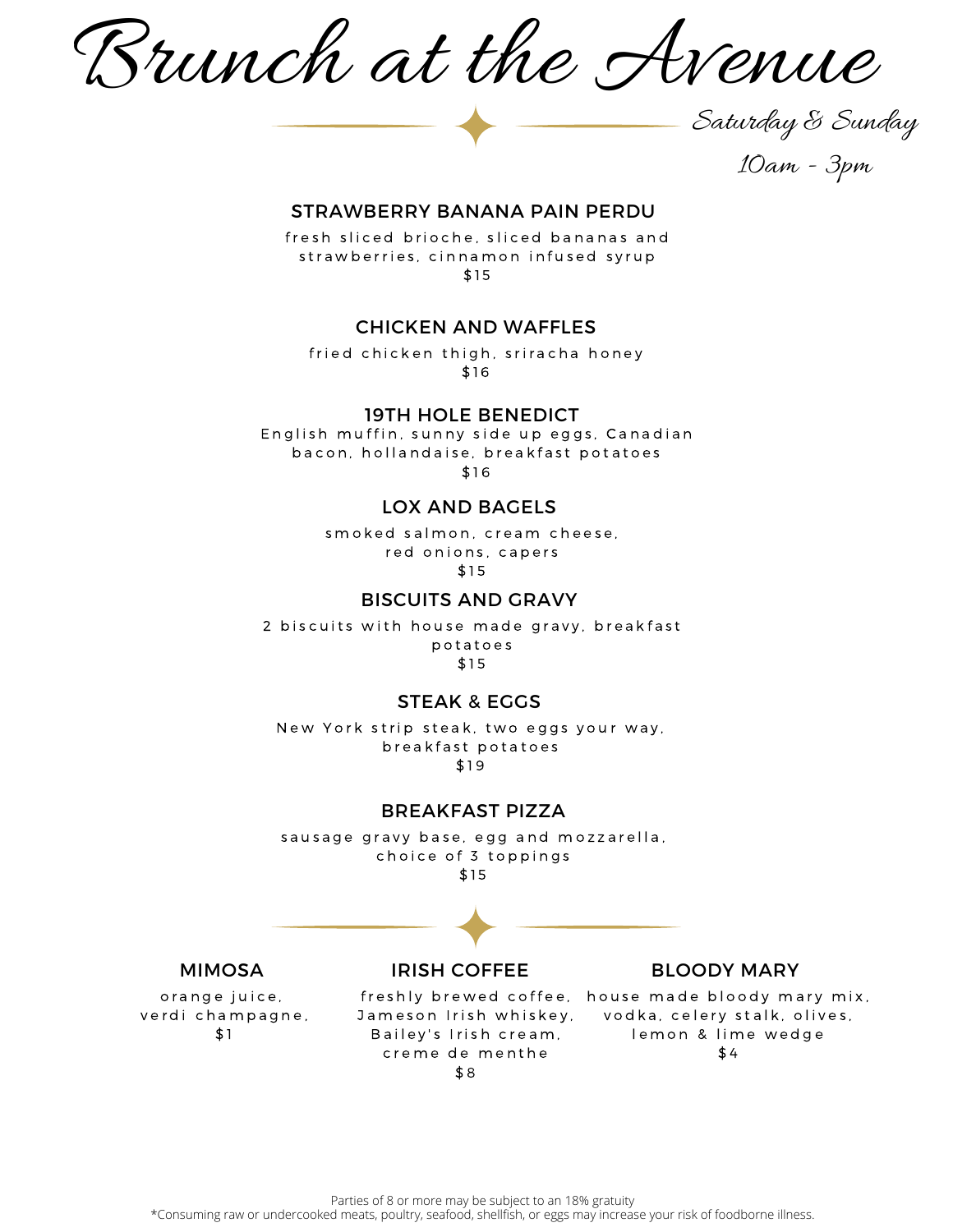# Brunch at the Avenue

*Saturday & Sunday*

*10am - 3pm*

## STRAWBERRY BANANA PAIN PERDU

fresh sliced brioche, sliced bananas and strawberries, cinnamon infused syrup

$15

## CHICKEN AND WAFFLES

fried chicken thigh, sriracha honey

$16

## 19TH HOLE BENEDICT

English muffin, sunny side up eggs, Canadian bacon, hollandaise, breakfast potatoes

$16

## LOX AND BAGELS

smoked salmon, cream cheese, red onions, capers

$15

## BISCUITS AND GRAVY

2 biscuits with house made gravy, breakfast potatoes

$15

## STEAK & EGGS

New York strip steak, two eggs your way, breakfast potatoes

$19

## BREAKFAST PIZZA

sausage gravy base, egg and mozzarella, choice of 3 toppings

$15

## MIMOSA

orange juice, verdi champagne,

$1

## IRISH COFFEE

freshly brewed coffee, Jameson Irish whiskey, Bailey's Irish cream, creme de menthe

$8

## BLOODY MARY

house made bloody mary mix, vodka, celery stalk, olives, lemon & lime wedge

$4

Parties of 8 or more may be subject to an 18% gratuity

*Consuming raw or undercooked meats, poultry, seafood, shellfish, or eggs may increase your risk of foodborne illness.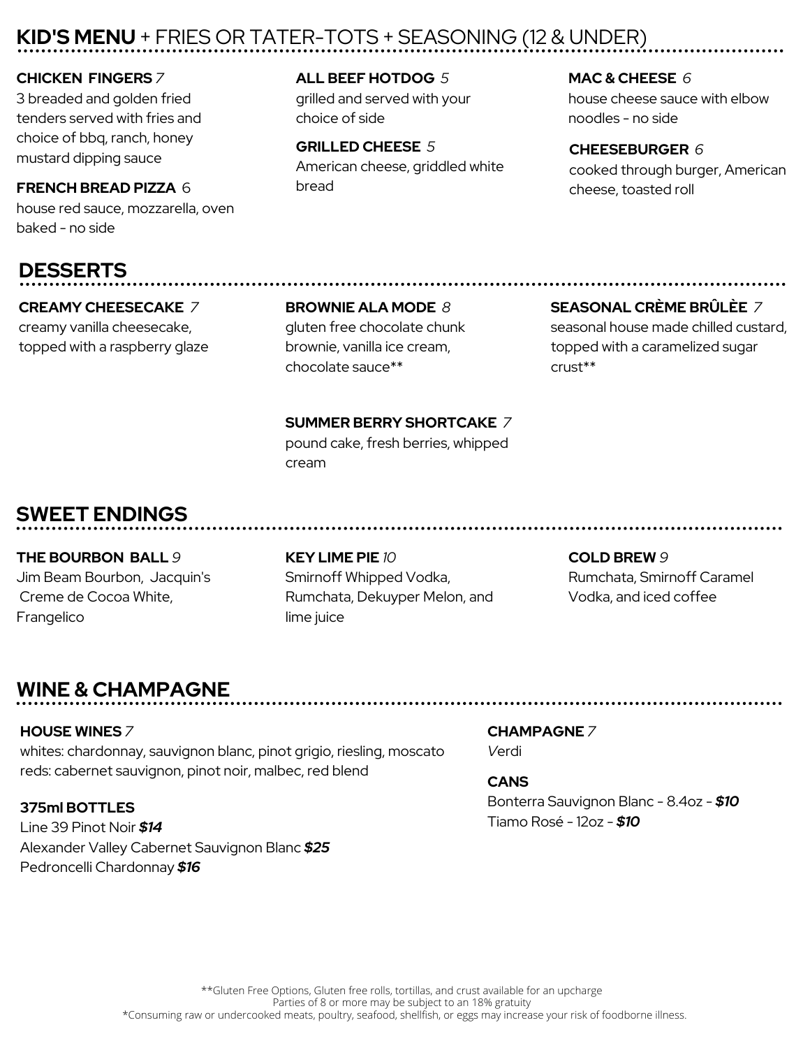## **KID'S MENU** + FRIES OR TATER-TOTS + SEASONING (12 & UNDER)

**CHICKEN FINGERS** *7*
3 breaded and golden fried tenders served with fries and choice of bbq, ranch, honey mustard dipping sauce

**FRENCH BREAD PIZZA** 6
house red sauce, mozzarella, oven baked - no side

**ALL BEEF HOTDOG** *5*
grilled and served with your choice of side

**GRILLED CHEESE** *5*
American cheese, griddled white bread

**MAC & CHEESE** *6*
house cheese sauce with elbow noodles - no side

**CHEESEBURGER** *6*
cooked through burger, American cheese, toasted roll

## DESSERTS

**CREAMY CHEESECAKE** *7*
creamy vanilla cheesecake, topped with a raspberry glaze

**BROWNIE ALA MODE** *8*
gluten free chocolate chunk brownie, vanilla ice cream, chocolate sauce**

**SUMMER BERRY SHORTCAKE** *7*
pound cake, fresh berries, whipped cream

**SEASONAL CRÈME BRÛLÈE** *7*
seasonal house made chilled custard, topped with a caramelized sugar crust**

## SWEET ENDINGS

**THE BOURBON BALL** *9*
Jim Beam Bourbon, Jacquin's Creme de Cocoa White, Frangelico

**KEY LIME PIE** *10*
Smirnoff Whipped Vodka, Rumchata, Dekuyper Melon, and lime juice

**COLD BREW** *9*
Rumchata, Smirnoff Caramel Vodka, and iced coffee

## WINE & CHAMPAGNE

**HOUSE WINES** *7*
whites: chardonnay, sauvignon blanc, pinot grigio, riesling, moscato
reds: cabernet sauvignon, pinot noir, malbec, red blend

**375ml BOTTLES**
Line 39 Pinot Noir ***$14***
Alexander Valley Cabernet Sauvignon Blanc ***$25***
Pedroncelli Chardonnay ***$16***

**CHAMPAGNE** *7*
*V*erdi

**CANS**
Bonterra Sauvignon Blanc - 8.4oz - ***$10***
Tiamo Rosé - 12oz - ***$10***

**Gluten Free Options, Gluten free rolls, tortillas, and crust available for an upcharge
Parties of 8 or more may be subject to an 18% gratuity
*Consuming raw or undercooked meats, poultry, seafood, shellfish, or eggs may increase your risk of foodborne illness.